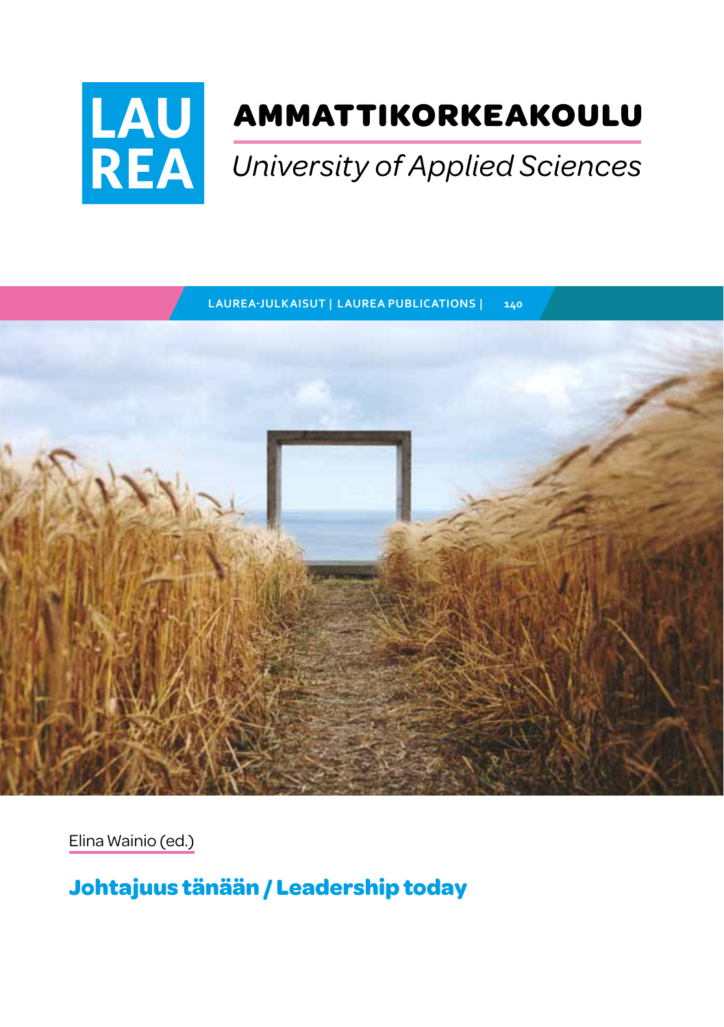LAU REA

AMMATTIKORKEAKOULU

*University of Applied Sciences*

LAUREA-JULKAISUT | LAUREA PUBLICATIONS | 140

Elina Wainio (ed.)

# Johtajuus tänään / Leadership today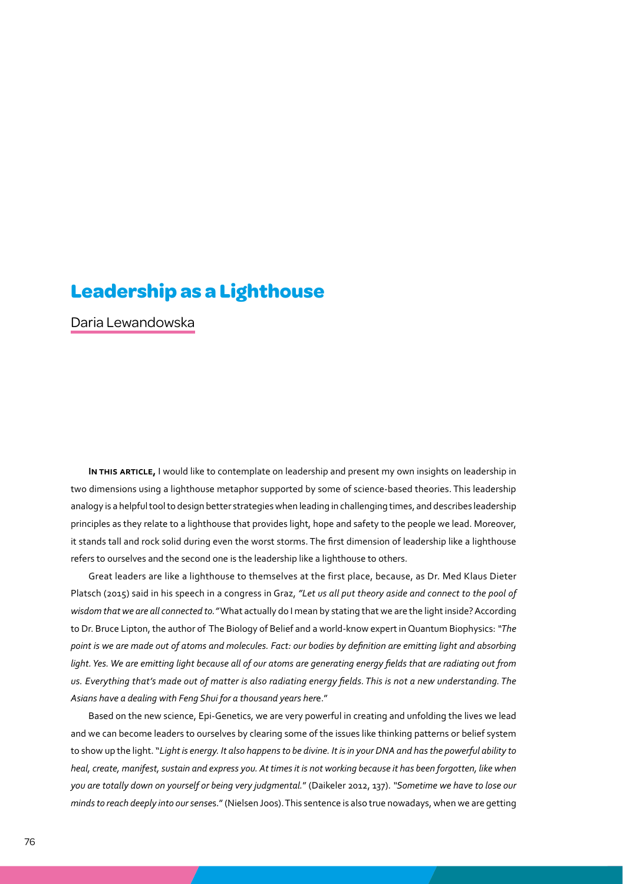# Leadership as a Lighthouse

Daria Lewandowska

**In this article,** I would like to contemplate on leadership and present my own insights on leadership in two dimensions using a lighthouse metaphor supported by some of science-based theories. This leadership analogy is a helpful tool to design better strategies when leading in challenging times, and describes leadership principles as they relate to a lighthouse that provides light, hope and safety to the people we lead. Moreover, it stands tall and rock solid during even the worst storms. The first dimension of leadership like a lighthouse refers to ourselves and the second one is the leadership like a lighthouse to others.

Great leaders are like a lighthouse to themselves at the first place, because, as Dr. Med Klaus Dieter Platsch (2015) said in his speech in a congress in Graz, *"Let us all put theory aside and connect to the pool of wisdom that we are all connected to."* What actually do I mean by stating that we are the light inside? According to Dr. Bruce Lipton, the author of The Biology of Belief and a world-know expert in Quantum Biophysics: "*The point is we are made out of atoms and molecules. Fact: our bodies by definition are emitting light and absorbing light. Yes. We are emitting light because all of our atoms are generating energy fields that are radiating out from us. Everything that's made out of matter is also radiating energy fields. This is not a new understanding. The Asians have a dealing with Feng Shui for a thousand years here*."

Based on the new science, Epi-Genetics, we are very powerful in creating and unfolding the lives we lead and we can become leaders to ourselves by clearing some of the issues like thinking patterns or belief system to show up the light. "*Light is energy. It also happens to be divine. It is in your DNA and has the powerful ability to heal, create, manifest, sustain and express you. At times it is not working because it has been forgotten, like when you are totally down on yourself or being very judgmental.*" (Daikeler 2012, 137). "*Sometime we have to lose our minds to reach deeply into our senses.*" (Nielsen Joos). This sentence is also true nowadays, when we are getting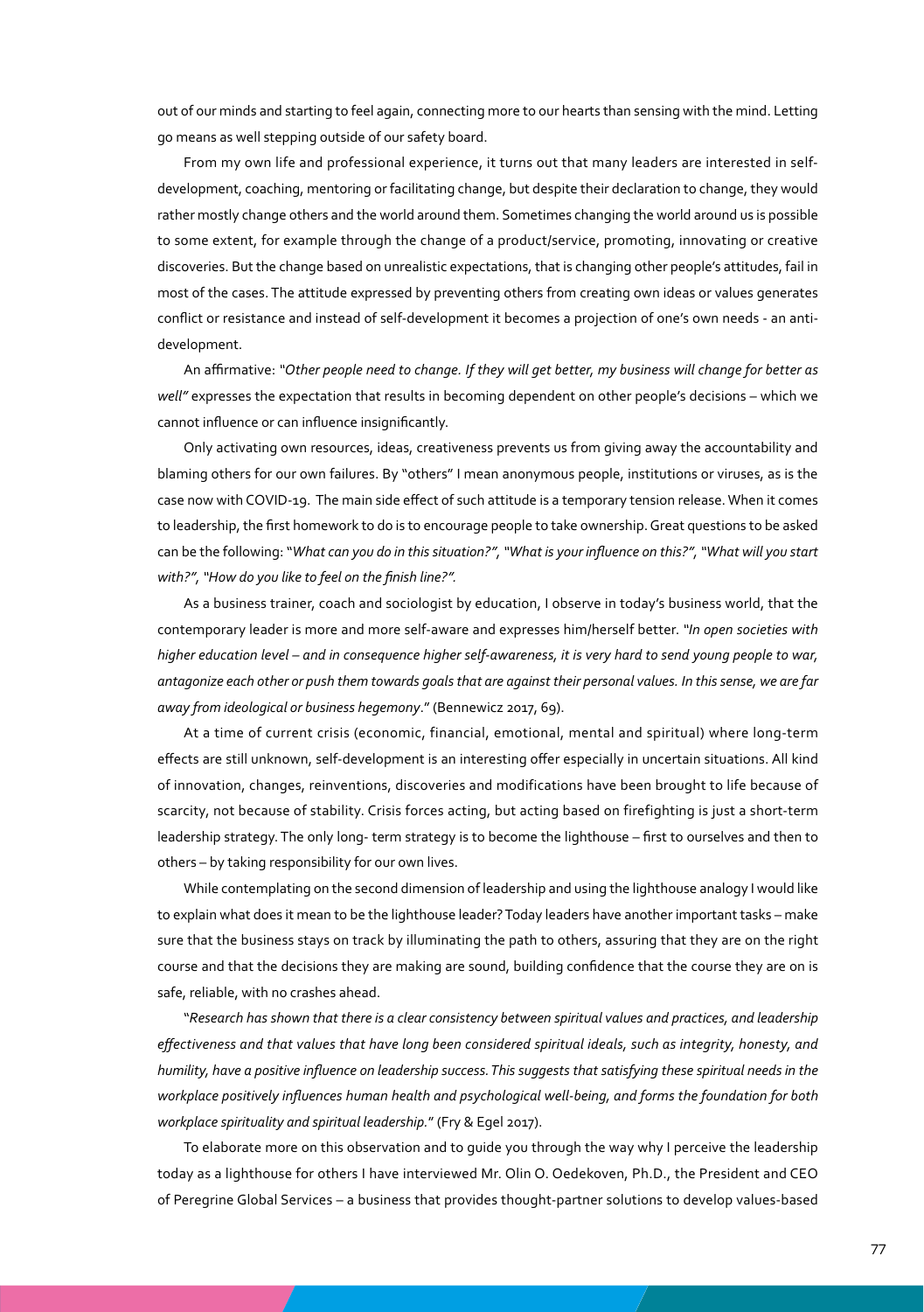out of our minds and starting to feel again, connecting more to our hearts than sensing with the mind. Letting go means as well stepping outside of our safety board.

From my own life and professional experience, it turns out that many leaders are interested in self-development, coaching, mentoring or facilitating change, but despite their declaration to change, they would rather mostly change others and the world around them. Sometimes changing the world around us is possible to some extent, for example through the change of a product/service, promoting, innovating or creative discoveries. But the change based on unrealistic expectations, that is changing other people's attitudes, fail in most of the cases. The attitude expressed by preventing others from creating own ideas or values generates conflict or resistance and instead of self-development it becomes a projection of one's own needs - an anti-development.

An affirmative: *"Other people need to change. If they will get better, my business will change for better as well"* expresses the expectation that results in becoming dependent on other people's decisions – which we cannot influence or can influence insignificantly.

Only activating own resources, ideas, creativeness prevents us from giving away the accountability and blaming others for our own failures. By "others" I mean anonymous people, institutions or viruses, as is the case now with COVID-19. The main side effect of such attitude is a temporary tension release. When it comes to leadership, the first homework to do is to encourage people to take ownership. Great questions to be asked can be the following: "*What can you do in this situation?"*, *"What is your influence on this?"*, *"What will you start with?"*, *"How do you like to feel on the finish line?"*.

As a business trainer, coach and sociologist by education, I observe in today's business world, that the contemporary leader is more and more self-aware and expresses him/herself better. *"In open societies with higher education level – and in consequence higher self-awareness, it is very hard to send young people to war, antagonize each other or push them towards goals that are against their personal values. In this sense, we are far away from ideological or business hegemony*." (Bennewicz 2017, 69).

At a time of current crisis (economic, financial, emotional, mental and spiritual) where long-term effects are still unknown, self-development is an interesting offer especially in uncertain situations. All kind of innovation, changes, reinventions, discoveries and modifications have been brought to life because of scarcity, not because of stability. Crisis forces acting, but acting based on firefighting is just a short-term leadership strategy. The only long- term strategy is to become the lighthouse – first to ourselves and then to others – by taking responsibility for our own lives.

While contemplating on the second dimension of leadership and using the lighthouse analogy I would like to explain what does it mean to be the lighthouse leader? Today leaders have another important tasks – make sure that the business stays on track by illuminating the path to others, assuring that they are on the right course and that the decisions they are making are sound, building confidence that the course they are on is safe, reliable, with no crashes ahead.

"*Research has shown that there is a clear consistency between spiritual values and practices, and leadership effectiveness and that values that have long been considered spiritual ideals, such as integrity, honesty, and humility, have a positive influence on leadership success. This suggests that satisfying these spiritual needs in the workplace positively influences human health and psychological well-being, and forms the foundation for both workplace spirituality and spiritual leadership.*" (Fry & Egel 2017).

To elaborate more on this observation and to guide you through the way why I perceive the leadership today as a lighthouse for others I have interviewed Mr. Olin O. Oedekoven, Ph.D., the President and CEO of Peregrine Global Services – a business that provides thought-partner solutions to develop values-based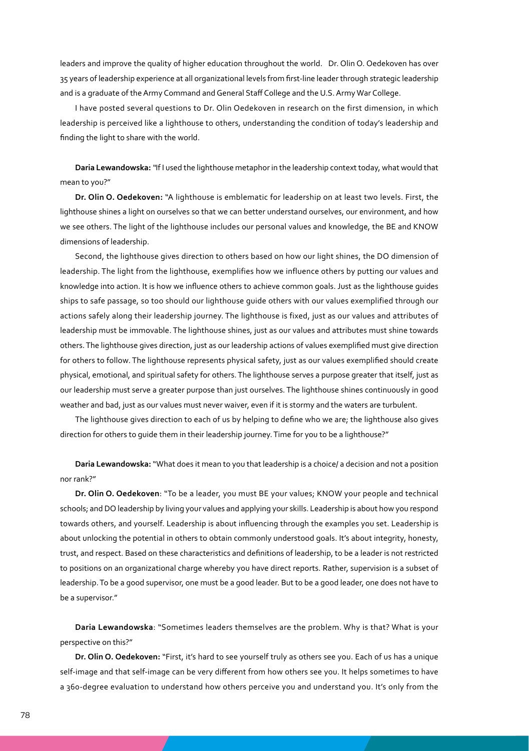leaders and improve the quality of higher education throughout the world. Dr. Olin O. Oedekoven has over 35 years of leadership experience at all organizational levels from first-line leader through strategic leadership and is a graduate of the Army Command and General Staff College and the U.S. Army War College.

I have posted several questions to Dr. Olin Oedekoven in research on the first dimension, in which leadership is perceived like a lighthouse to others, understanding the condition of today's leadership and finding the light to share with the world.

**Daria Lewandowska:** "If I used the lighthouse metaphor in the leadership context today, what would that mean to you?"

**Dr. Olin O. Oedekoven:** "A lighthouse is emblematic for leadership on at least two levels. First, the lighthouse shines a light on ourselves so that we can better understand ourselves, our environment, and how we see others. The light of the lighthouse includes our personal values and knowledge, the BE and KNOW dimensions of leadership.

Second, the lighthouse gives direction to others based on how our light shines, the DO dimension of leadership. The light from the lighthouse, exemplifies how we influence others by putting our values and knowledge into action. It is how we influence others to achieve common goals. Just as the lighthouse guides ships to safe passage, so too should our lighthouse guide others with our values exemplified through our actions safely along their leadership journey. The lighthouse is fixed, just as our values and attributes of leadership must be immovable. The lighthouse shines, just as our values and attributes must shine towards others. The lighthouse gives direction, just as our leadership actions of values exemplified must give direction for others to follow. The lighthouse represents physical safety, just as our values exemplified should create physical, emotional, and spiritual safety for others. The lighthouse serves a purpose greater that itself, just as our leadership must serve a greater purpose than just ourselves. The lighthouse shines continuously in good weather and bad, just as our values must never waiver, even if it is stormy and the waters are turbulent.

The lighthouse gives direction to each of us by helping to define who we are; the lighthouse also gives direction for others to guide them in their leadership journey. Time for you to be a lighthouse?"

**Daria Lewandowska:** "What does it mean to you that leadership is a choice/ a decision and not a position nor rank?"

**Dr. Olin O. Oedekoven**: "To be a leader, you must BE your values; KNOW your people and technical schools; and DO leadership by living your values and applying your skills. Leadership is about how you respond towards others, and yourself. Leadership is about influencing through the examples you set. Leadership is about unlocking the potential in others to obtain commonly understood goals. It's about integrity, honesty, trust, and respect. Based on these characteristics and definitions of leadership, to be a leader is not restricted to positions on an organizational charge whereby you have direct reports. Rather, supervision is a subset of leadership. To be a good supervisor, one must be a good leader. But to be a good leader, one does not have to be a supervisor."

**Daria Lewandowska**: "Sometimes leaders themselves are the problem. Why is that? What is your perspective on this?"

**Dr. Olin O. Oedekoven:** "First, it's hard to see yourself truly as others see you. Each of us has a unique self-image and that self-image can be very different from how others see you. It helps sometimes to have a 360-degree evaluation to understand how others perceive you and understand you. It's only from the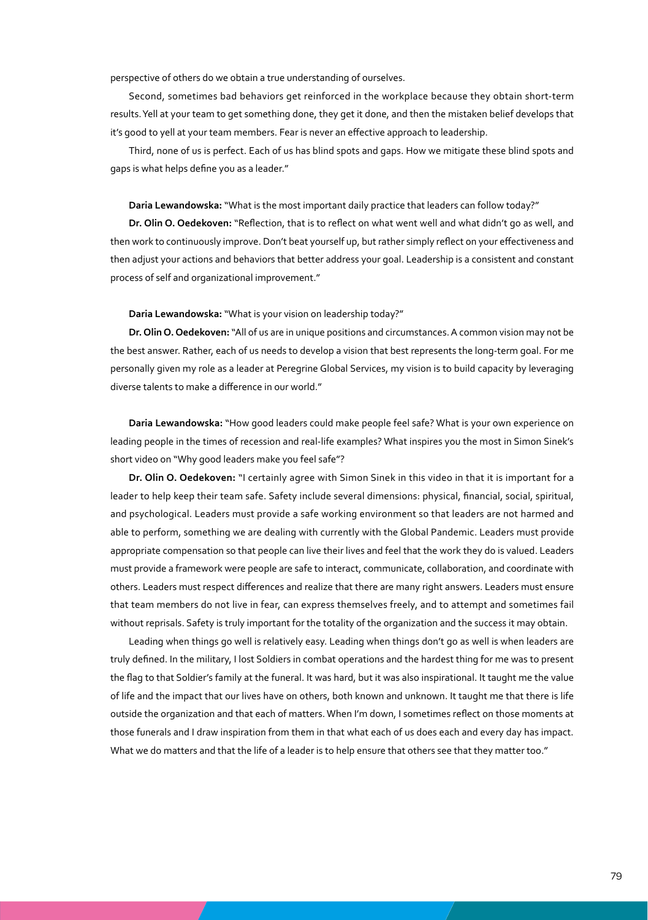perspective of others do we obtain a true understanding of ourselves.

Second, sometimes bad behaviors get reinforced in the workplace because they obtain short-term results. Yell at your team to get something done, they get it done, and then the mistaken belief develops that it's good to yell at your team members. Fear is never an effective approach to leadership.

Third, none of us is perfect. Each of us has blind spots and gaps. How we mitigate these blind spots and gaps is what helps define you as a leader."

**Daria Lewandowska:** "What is the most important daily practice that leaders can follow today?"

**Dr. Olin O. Oedekoven:** "Reflection, that is to reflect on what went well and what didn't go as well, and then work to continuously improve. Don't beat yourself up, but rather simply reflect on your effectiveness and then adjust your actions and behaviors that better address your goal. Leadership is a consistent and constant process of self and organizational improvement."

**Daria Lewandowska:** "What is your vision on leadership today?"

**Dr. Olin O. Oedekoven:** "All of us are in unique positions and circumstances. A common vision may not be the best answer. Rather, each of us needs to develop a vision that best represents the long-term goal. For me personally given my role as a leader at Peregrine Global Services, my vision is to build capacity by leveraging diverse talents to make a difference in our world."

**Daria Lewandowska:** "How good leaders could make people feel safe? What is your own experience on leading people in the times of recession and real-life examples? What inspires you the most in Simon Sinek's short video on "Why good leaders make you feel safe"?

**Dr. Olin O. Oedekoven:** "I certainly agree with Simon Sinek in this video in that it is important for a leader to help keep their team safe. Safety include several dimensions: physical, financial, social, spiritual, and psychological. Leaders must provide a safe working environment so that leaders are not harmed and able to perform, something we are dealing with currently with the Global Pandemic. Leaders must provide appropriate compensation so that people can live their lives and feel that the work they do is valued. Leaders must provide a framework were people are safe to interact, communicate, collaboration, and coordinate with others. Leaders must respect differences and realize that there are many right answers. Leaders must ensure that team members do not live in fear, can express themselves freely, and to attempt and sometimes fail without reprisals. Safety is truly important for the totality of the organization and the success it may obtain.

Leading when things go well is relatively easy. Leading when things don't go as well is when leaders are truly defined. In the military, I lost Soldiers in combat operations and the hardest thing for me was to present the flag to that Soldier's family at the funeral. It was hard, but it was also inspirational. It taught me the value of life and the impact that our lives have on others, both known and unknown. It taught me that there is life outside the organization and that each of matters. When I'm down, I sometimes reflect on those moments at those funerals and I draw inspiration from them in that what each of us does each and every day has impact. What we do matters and that the life of a leader is to help ensure that others see that they matter too."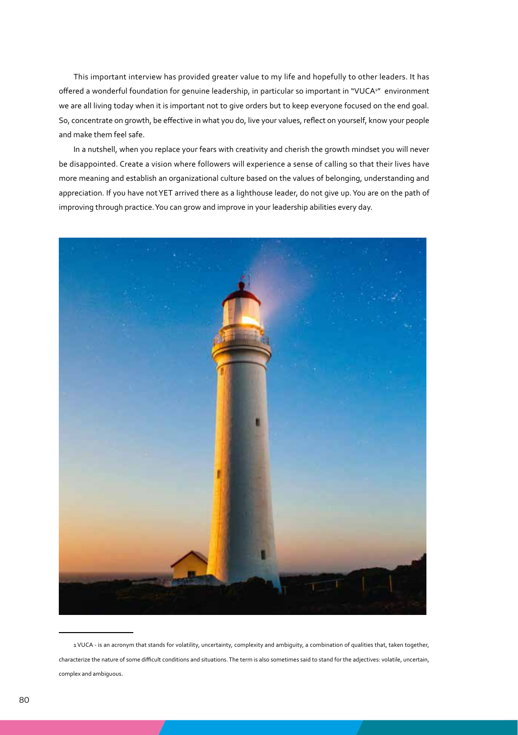This important interview has provided greater value to my life and hopefully to other leaders. It has offered a wonderful foundation for genuine leadership, in particular so important in "VUCA[1]" environment we are all living today when it is important not to give orders but to keep everyone focused on the end goal. So, concentrate on growth, be effective in what you do, live your values, reflect on yourself, know your people and make them feel safe.

In a nutshell, when you replace your fears with creativity and cherish the growth mindset you will never be disappointed. Create a vision where followers will experience a sense of calling so that their lives have more meaning and establish an organizational culture based on the values of belonging, understanding and appreciation. If you have not YET arrived there as a lighthouse leader, do not give up. You are on the path of improving through practice. You can grow and improve in your leadership abilities every day.

---

1 VUCA - is an acronym that stands for volatility, uncertainty, complexity and ambiguity, a combination of qualities that, taken together, characterize the nature of some difficult conditions and situations. The term is also sometimes said to stand for the adjectives: volatile, uncertain, complex and ambiguous.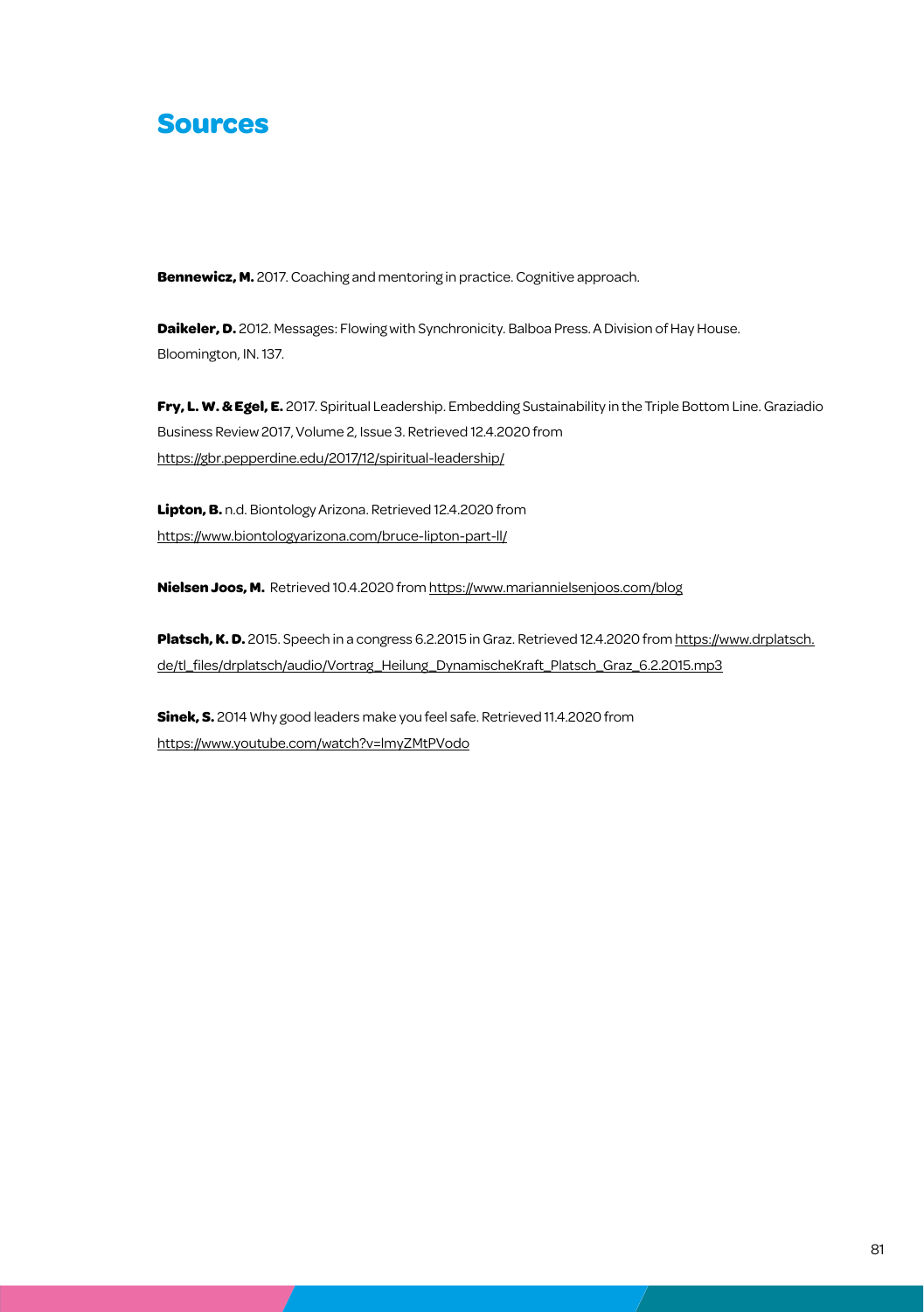# Sources

**Bennewicz, M.** 2017. Coaching and mentoring in practice. Cognitive approach.

**Daikeler, D.** 2012. Messages: Flowing with Synchronicity. Balboa Press. A Division of Hay House. Bloomington, IN. 137.

**Fry, L. W. & Egel, E.** 2017. Spiritual Leadership. Embedding Sustainability in the Triple Bottom Line. Graziadio Business Review 2017, Volume 2, Issue 3. Retrieved 12.4.2020 from https://gbr.pepperdine.edu/2017/12/spiritual-leadership/

**Lipton, B.** n.d. Biontology Arizona. Retrieved 12.4.2020 from https://www.biontologyarizona.com/bruce-lipton-part-ll/

**Nielsen Joos, M.** Retrieved 10.4.2020 from https://www.mariannielsenjoos.com/blog

**Platsch, K. D.** 2015. Speech in a congress 6.2.2015 in Graz. Retrieved 12.4.2020 from https://www.drplatsch.de/tl_files/drplatsch/audio/Vortrag_Heilung_DynamischeKraft_Platsch_Graz_6.2.2015.mp3

**Sinek, S.** 2014 Why good leaders make you feel safe. Retrieved 11.4.2020 from https://www.youtube.com/watch?v=lmyZMtPVodo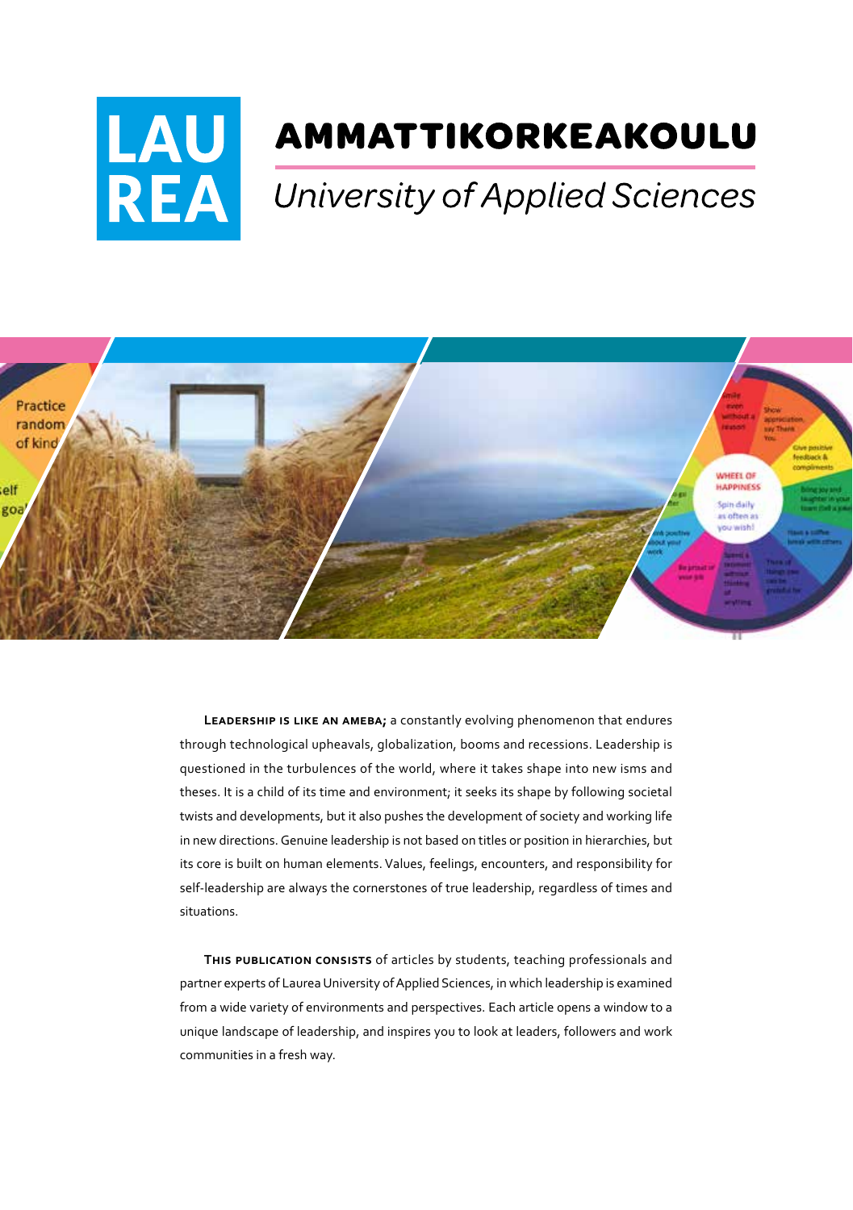LAUREA

# AMMATTIKORKEAKOULU

*University of Applied Sciences*

**Leadership is like an ameba;** a constantly evolving phenomenon that endures through technological upheavals, globalization, booms and recessions. Leadership is questioned in the turbulences of the world, where it takes shape into new isms and theses. It is a child of its time and environment; it seeks its shape by following societal twists and developments, but it also pushes the development of society and working life in new directions. Genuine leadership is not based on titles or position in hierarchies, but its core is built on human elements. Values, feelings, encounters, and responsibility for self-leadership are always the cornerstones of true leadership, regardless of times and situations.

**This publication consists** of articles by students, teaching professionals and partner experts of Laurea University of Applied Sciences, in which leadership is examined from a wide variety of environments and perspectives. Each article opens a window to a unique landscape of leadership, and inspires you to look at leaders, followers and work communities in a fresh way.